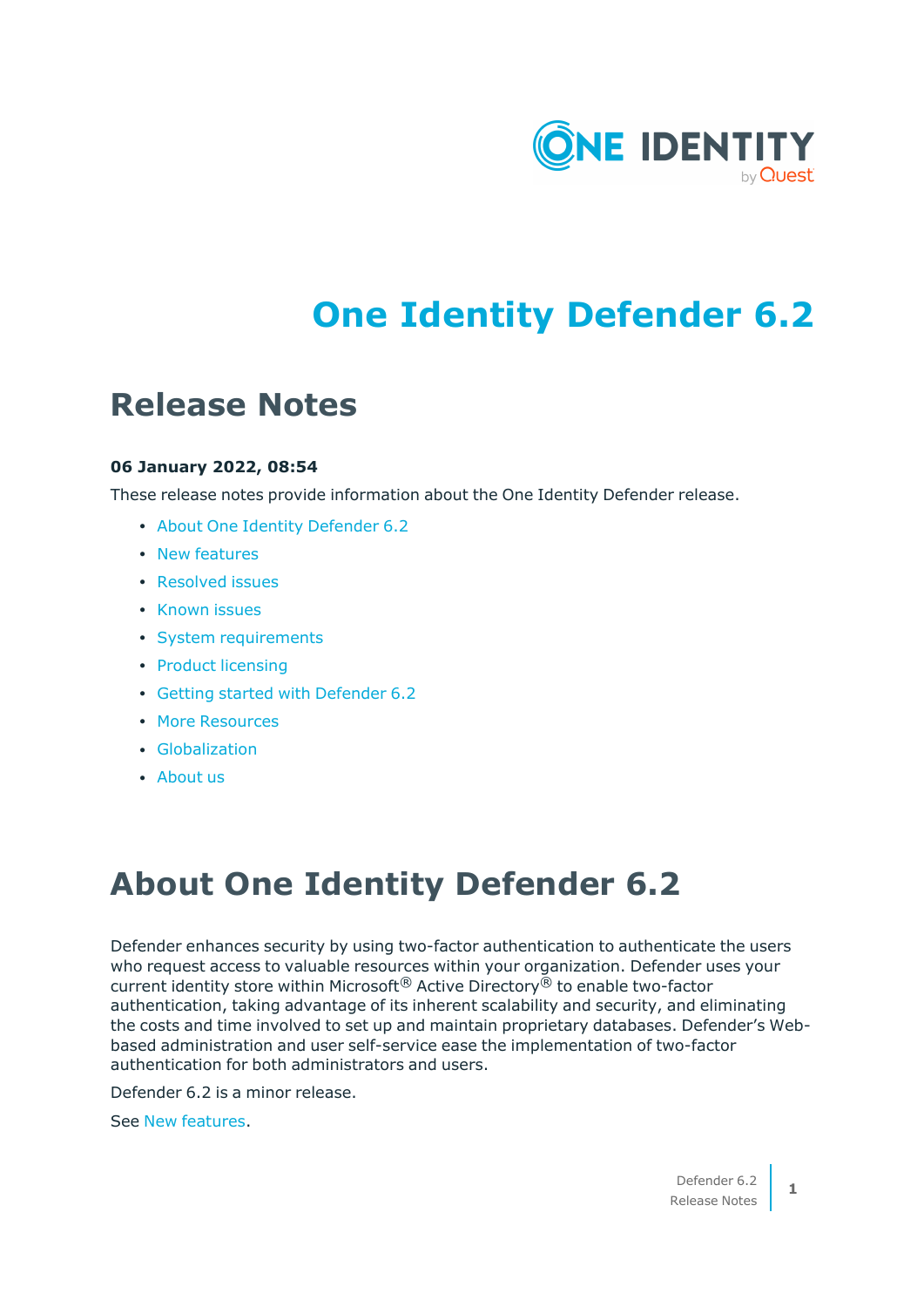# One Identity Defender 6.2

## Release Notes

**06 January 2022, 08:54**

These release notes provide information about the One Identity Defender release.

- About One Identity Defender 6.2
- New features
- Resolved issues
- Known issues
- System requirements
- Product licensing
- Getting started with Defender 6.2
- More Resources
- Globalization
- About us

# About One Identity Defender 6.2

Defender enhances security by using two-factor authentication to authenticate the users who request access to valuable resources within your organization. Defender uses your current identity store within Microsoft® Active Directory® to enable two-factor authentication, taking advantage of its inherent scalability and security, and eliminating the costs and time involved to set up and maintain proprietary databases. Defender's Web-based administration and user self-service ease the implementation of two-factor authentication for both administrators and users.

Defender 6.2 is a minor release.

See New features.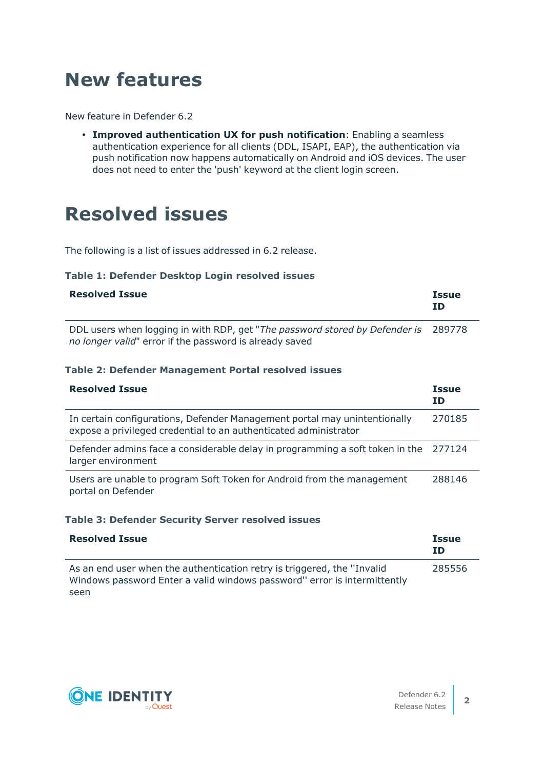# New features

New feature in Defender 6.2

- **Improved authentication UX for push notification**: Enabling a seamless authentication experience for all clients (DDL, ISAPI, EAP), the authentication via push notification now happens automatically on Android and iOS devices. The user does not need to enter the 'push' keyword at the client login screen.

# Resolved issues

The following is a list of issues addressed in 6.2 release.

**Table 1: Defender Desktop Login resolved issues**

| Resolved Issue | Issue ID |
| --- | --- |
| DDL users when logging in with RDP, get "*The password stored by Defender is no longer valid*" error if the password is already saved | 289778 |

**Table 2: Defender Management Portal resolved issues**

| Resolved Issue | Issue ID |
| --- | --- |
| In certain configurations, Defender Management portal may unintentionally expose a privileged credential to an authenticated administrator | 270185 |
| Defender admins face a considerable delay in programming a soft token in the larger environment | 277124 |
| Users are unable to program Soft Token for Android from the management portal on Defender | 288146 |

**Table 3: Defender Security Server resolved issues**

| Resolved Issue | Issue ID |
| --- | --- |
| As an end user when the authentication retry is triggered, the ''Invalid Windows password Enter a valid windows password'' error is intermittently seen | 285556 |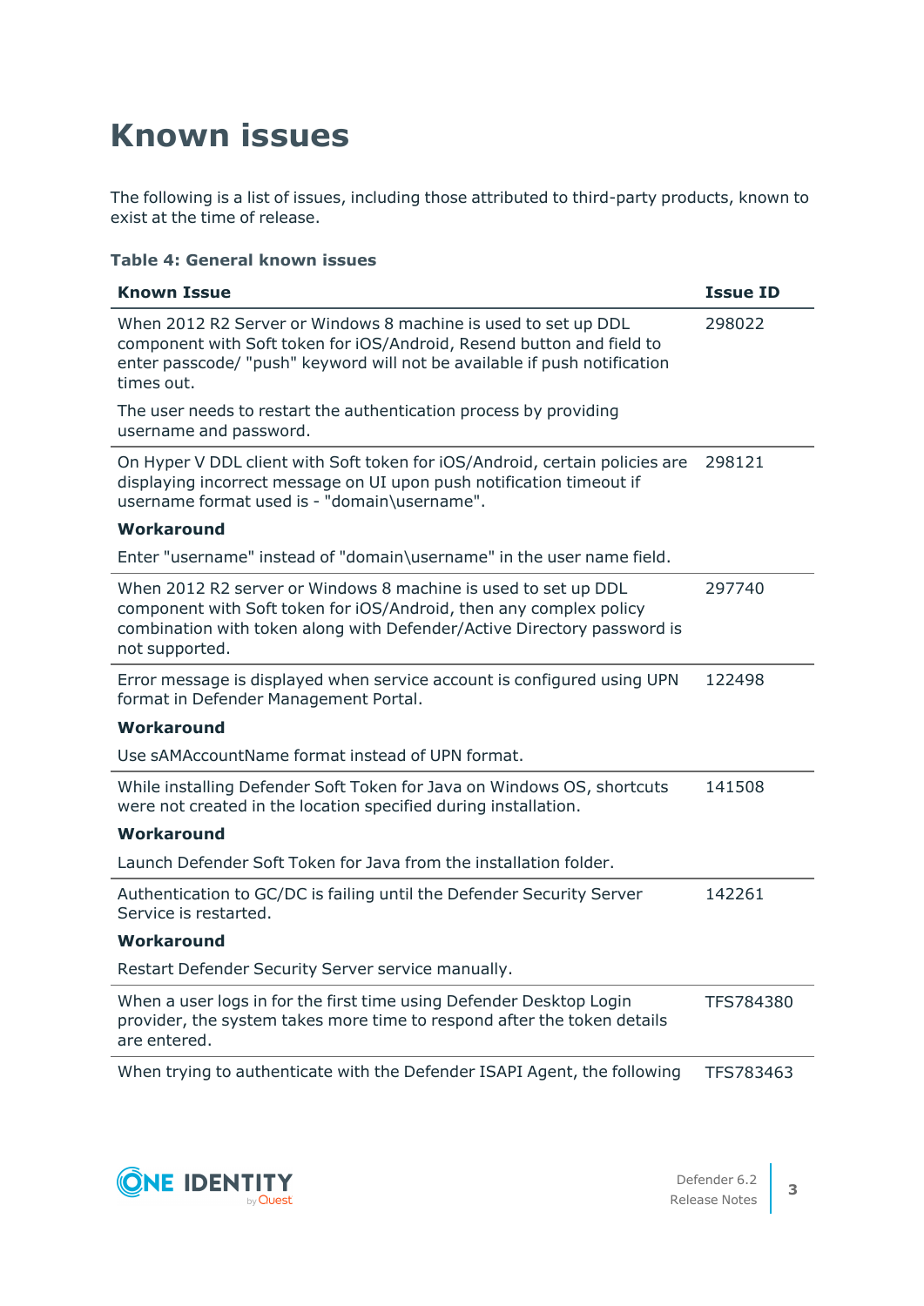# Known issues

The following is a list of issues, including those attributed to third-party products, known to exist at the time of release.

**Table 4: General known issues**

| Known Issue | Issue ID |
|---|---|
| When 2012 R2 Server or Windows 8 machine is used to set up DDL component with Soft token for iOS/Android, Resend button and field to enter passcode/ "push" keyword will not be available if push notification times out.<br><br>The user needs to restart the authentication process by providing username and password. | 298022 |
| On Hyper V DDL client with Soft token for iOS/Android, certain policies are displaying incorrect message on UI upon push notification timeout if username format used is - "domain\username".<br><br>**Workaround**<br><br>Enter "username" instead of "domain\username" in the user name field. | 298121 |
| When 2012 R2 server or Windows 8 machine is used to set up DDL component with Soft token for iOS/Android, then any complex policy combination with token along with Defender/Active Directory password is not supported. | 297740 |
| Error message is displayed when service account is configured using UPN format in Defender Management Portal.<br><br>**Workaround**<br><br>Use sAMAccountName format instead of UPN format. | 122498 |
| While installing Defender Soft Token for Java on Windows OS, shortcuts were not created in the location specified during installation.<br><br>**Workaround**<br><br>Launch Defender Soft Token for Java from the installation folder. | 141508 |
| Authentication to GC/DC is failing until the Defender Security Server Service is restarted.<br><br>**Workaround**<br><br>Restart Defender Security Server service manually. | 142261 |
| When a user logs in for the first time using Defender Desktop Login provider, the system takes more time to respond after the token details are entered. | TFS784380 |
| When trying to authenticate with the Defender ISAPI Agent, the following | TFS783463 |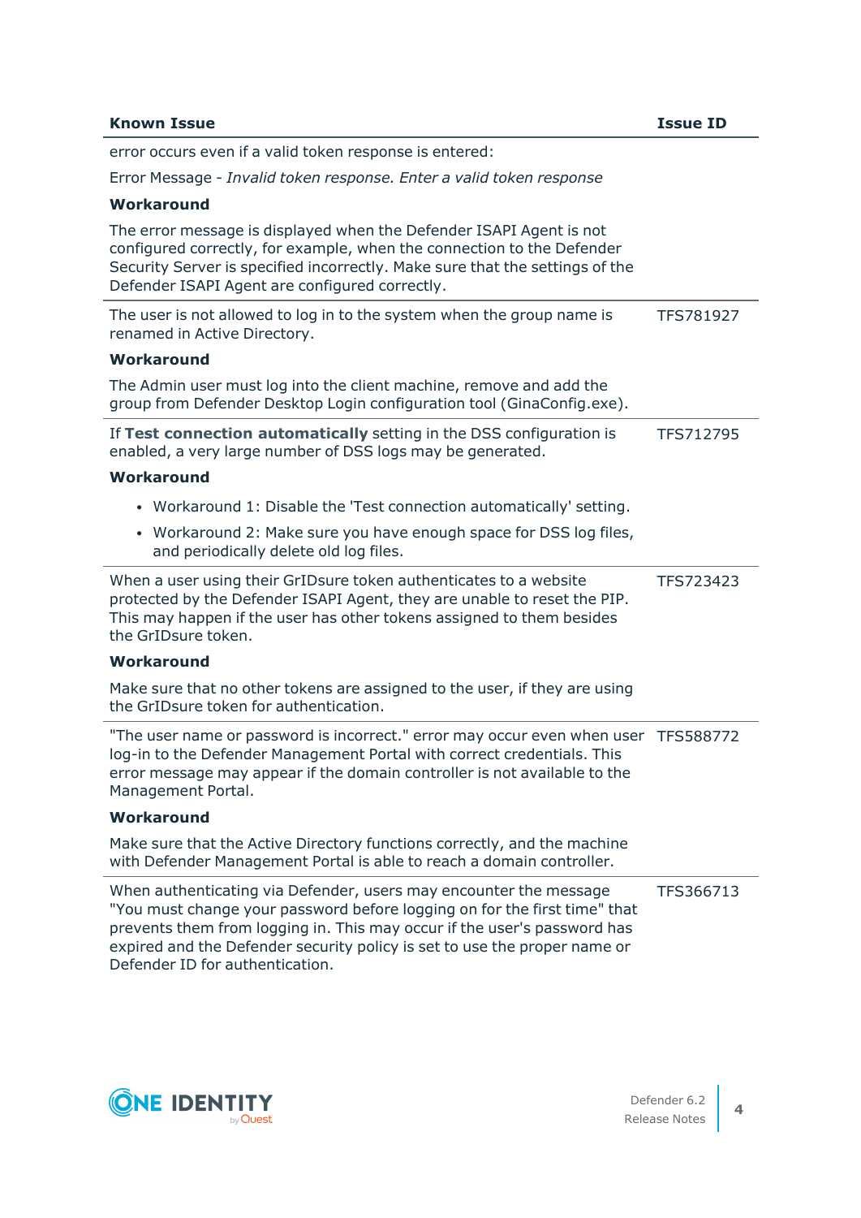| Known Issue | Issue ID |
| --- | --- |
| error occurs even if a valid token response is entered:<br><br>Error Message - *Invalid token response. Enter a valid token response*<br><br>**Workaround**<br><br>The error message is displayed when the Defender ISAPI Agent is not configured correctly, for example, when the connection to the Defender Security Server is specified incorrectly. Make sure that the settings of the Defender ISAPI Agent are configured correctly. | |
| The user is not allowed to log in to the system when the group name is renamed in Active Directory.<br><br>**Workaround**<br><br>The Admin user must log into the client machine, remove and add the group from Defender Desktop Login configuration tool (GinaConfig.exe). | TFS781927 |
| If **Test connection automatically** setting in the DSS configuration is enabled, a very large number of DSS logs may be generated.<br><br>**Workaround**<br><br>• Workaround 1: Disable the 'Test connection automatically' setting.<br>• Workaround 2: Make sure you have enough space for DSS log files, and periodically delete old log files. | TFS712795 |
| When a user using their GrIDsure token authenticates to a website protected by the Defender ISAPI Agent, they are unable to reset the PIP. This may happen if the user has other tokens assigned to them besides the GrIDsure token.<br><br>**Workaround**<br><br>Make sure that no other tokens are assigned to the user, if they are using the GrIDsure token for authentication. | TFS723423 |
| "The user name or password is incorrect." error may occur even when user log-in to the Defender Management Portal with correct credentials. This error message may appear if the domain controller is not available to the Management Portal.<br><br>**Workaround**<br><br>Make sure that the Active Directory functions correctly, and the machine with Defender Management Portal is able to reach a domain controller. | TFS588772 |
| When authenticating via Defender, users may encounter the message "You must change your password before logging on for the first time" that prevents them from logging in. This may occur if the user's password has expired and the Defender security policy is set to use the proper name or Defender ID for authentication. | TFS366713 |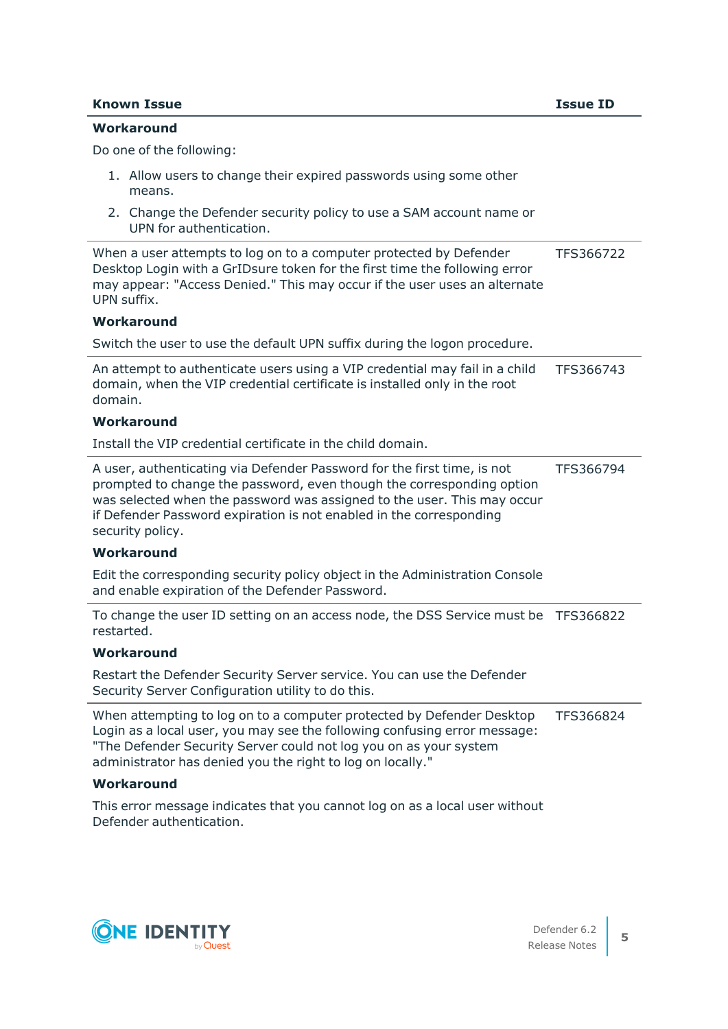| Known Issue | Issue ID |
| --- | --- |
| **Workaround**<br>Do one of the following:<br>1. Allow users to change their expired passwords using some other means.<br>2. Change the Defender security policy to use a SAM account name or UPN for authentication. | |
| When a user attempts to log on to a computer protected by Defender Desktop Login with a GrIDsure token for the first time the following error may appear: "Access Denied." This may occur if the user uses an alternate UPN suffix.<br>**Workaround**<br>Switch the user to use the default UPN suffix during the logon procedure. | TFS366722 |
| An attempt to authenticate users using a VIP credential may fail in a child domain, when the VIP credential certificate is installed only in the root domain.<br>**Workaround**<br>Install the VIP credential certificate in the child domain. | TFS366743 |
| A user, authenticating via Defender Password for the first time, is not prompted to change the password, even though the corresponding option was selected when the password was assigned to the user. This may occur if Defender Password expiration is not enabled in the corresponding security policy.<br>**Workaround**<br>Edit the corresponding security policy object in the Administration Console and enable expiration of the Defender Password. | TFS366794 |
| To change the user ID setting on an access node, the DSS Service must be restarted.<br>**Workaround**<br>Restart the Defender Security Server service. You can use the Defender Security Server Configuration utility to do this. | TFS366822 |
| When attempting to log on to a computer protected by Defender Desktop Login as a local user, you may see the following confusing error message: "The Defender Security Server could not log you on as your system administrator has denied you the right to log on locally."<br>**Workaround**<br>This error message indicates that you cannot log on as a local user without Defender authentication. | TFS366824 |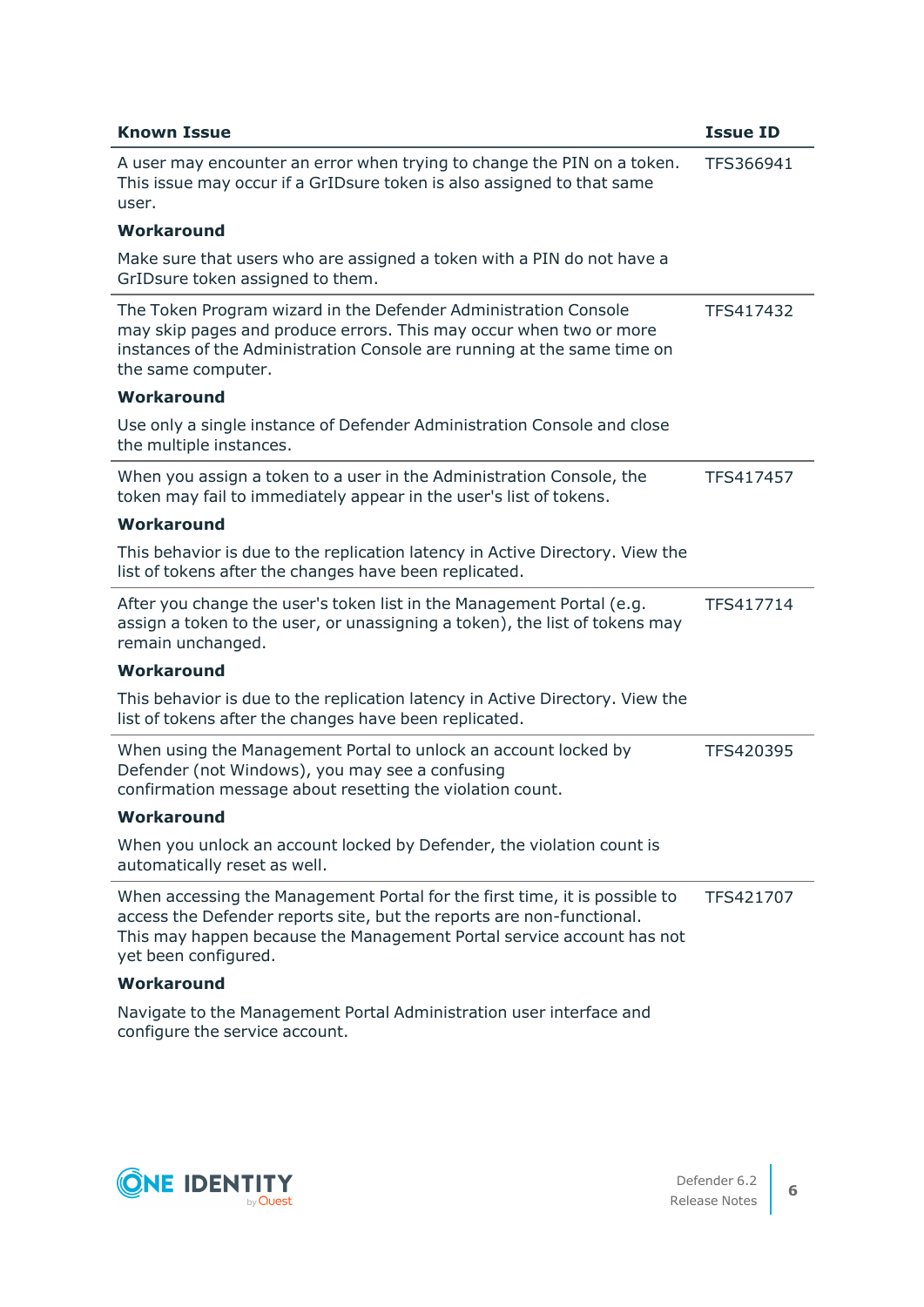| Known Issue | Issue ID |
|---|---|
| A user may encounter an error when trying to change the PIN on a token. This issue may occur if a GrIDsure token is also assigned to that same user.<br><br>**Workaround**<br><br>Make sure that users who are assigned a token with a PIN do not have a GrIDsure token assigned to them. | TFS366941 |
| The Token Program wizard in the Defender Administration Console may skip pages and produce errors. This may occur when two or more instances of the Administration Console are running at the same time on the same computer.<br><br>**Workaround**<br><br>Use only a single instance of Defender Administration Console and close the multiple instances. | TFS417432 |
| When you assign a token to a user in the Administration Console, the token may fail to immediately appear in the user's list of tokens.<br><br>**Workaround**<br><br>This behavior is due to the replication latency in Active Directory. View the list of tokens after the changes have been replicated. | TFS417457 |
| After you change the user's token list in the Management Portal (e.g. assign a token to the user, or unassigning a token), the list of tokens may remain unchanged.<br><br>**Workaround**<br><br>This behavior is due to the replication latency in Active Directory. View the list of tokens after the changes have been replicated. | TFS417714 |
| When using the Management Portal to unlock an account locked by Defender (not Windows), you may see a confusing confirmation message about resetting the violation count.<br><br>**Workaround**<br><br>When you unlock an account locked by Defender, the violation count is automatically reset as well. | TFS420395 |
| When accessing the Management Portal for the first time, it is possible to access the Defender reports site, but the reports are non-functional. This may happen because the Management Portal service account has not yet been configured.<br><br>**Workaround**<br><br>Navigate to the Management Portal Administration user interface and configure the service account. | TFS421707 |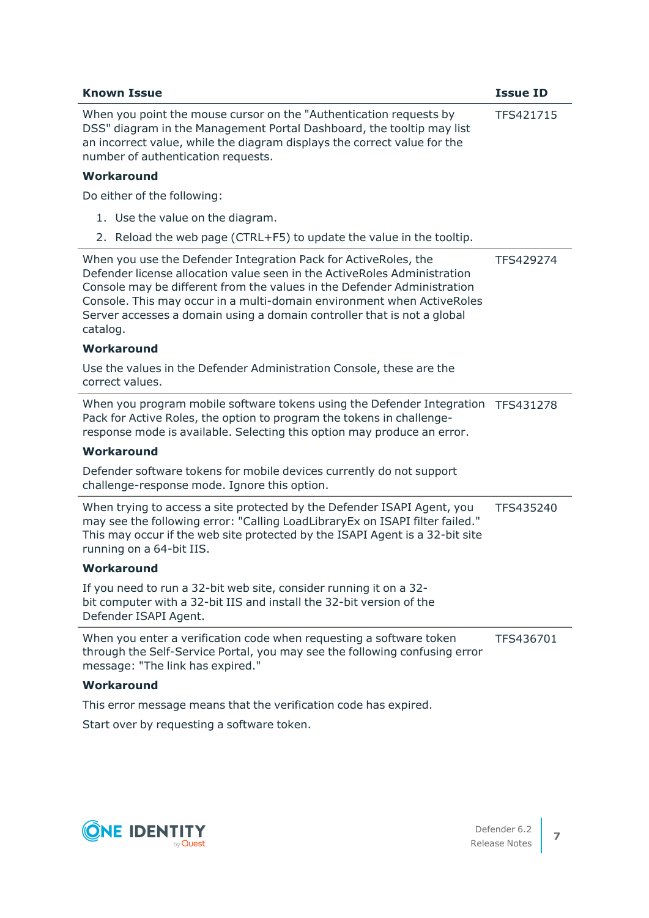| Known Issue | Issue ID |
|---|---|
| When you point the mouse cursor on the "Authentication requests by DSS" diagram in the Management Portal Dashboard, the tooltip may list an incorrect value, while the diagram displays the correct value for the number of authentication requests.<br><br>**Workaround**<br><br>Do either of the following:<br><br>1. Use the value on the diagram.<br>2. Reload the web page (CTRL+F5) to update the value in the tooltip. | TFS421715 |
| When you use the Defender Integration Pack for ActiveRoles, the Defender license allocation value seen in the ActiveRoles Administration Console may be different from the values in the Defender Administration Console. This may occur in a multi-domain environment when ActiveRoles Server accesses a domain using a domain controller that is not a global catalog.<br><br>**Workaround**<br><br>Use the values in the Defender Administration Console, these are the correct values. | TFS429274 |
| When you program mobile software tokens using the Defender Integration Pack for Active Roles, the option to program the tokens in challenge-response mode is available. Selecting this option may produce an error.<br><br>**Workaround**<br><br>Defender software tokens for mobile devices currently do not support challenge-response mode. Ignore this option. | TFS431278 |
| When trying to access a site protected by the Defender ISAPI Agent, you may see the following error: "Calling LoadLibraryEx on ISAPI filter failed." This may occur if the web site protected by the ISAPI Agent is a 32-bit site running on a 64-bit IIS.<br><br>**Workaround**<br><br>If you need to run a 32-bit web site, consider running it on a 32-bit computer with a 32-bit IIS and install the 32-bit version of the Defender ISAPI Agent. | TFS435240 |
| When you enter a verification code when requesting a software token through the Self-Service Portal, you may see the following confusing error message: "The link has expired."<br><br>**Workaround**<br><br>This error message means that the verification code has expired.<br><br>Start over by requesting a software token. | TFS436701 |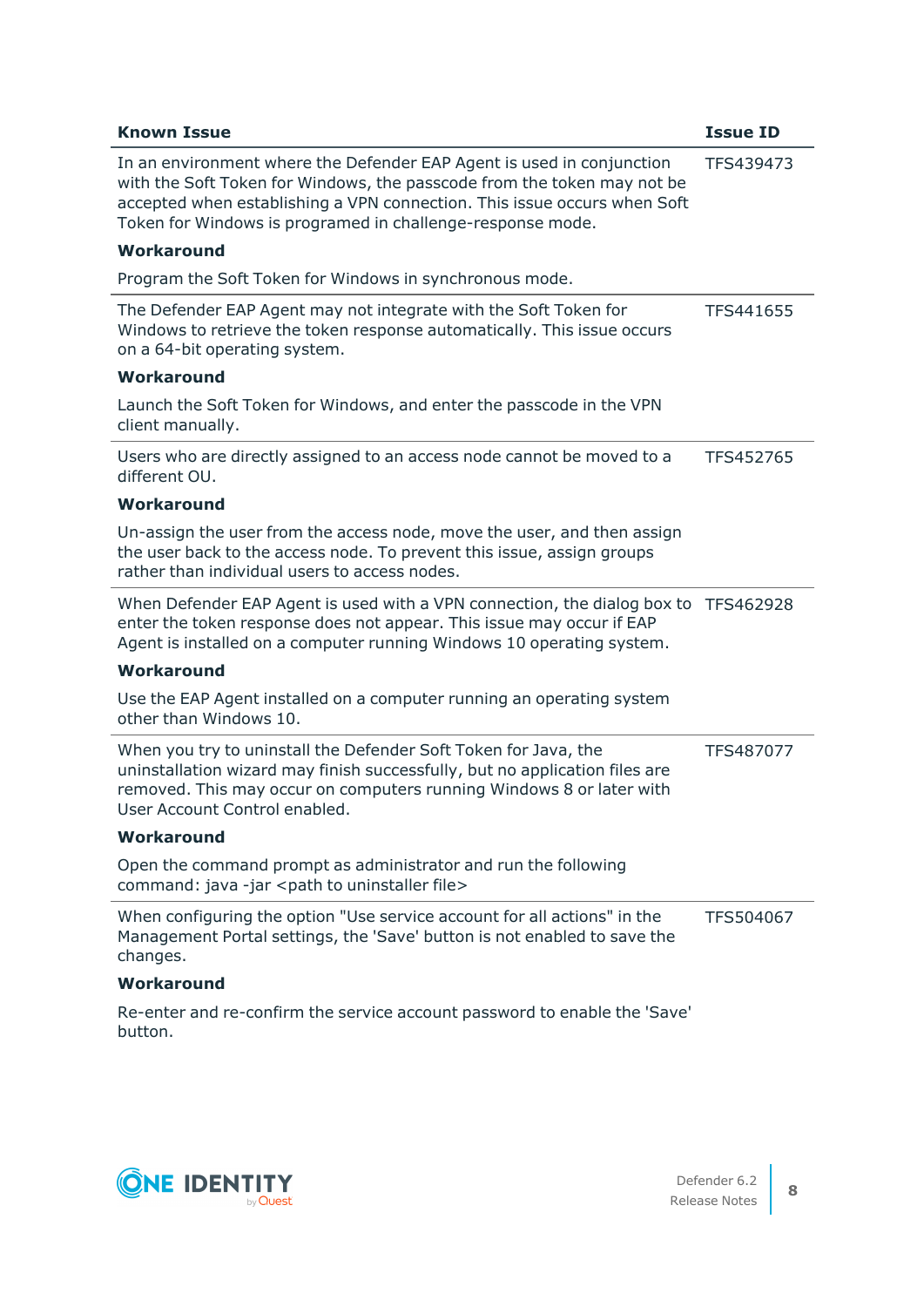| Known Issue | Issue ID |
| --- | --- |
| In an environment where the Defender EAP Agent is used in conjunction with the Soft Token for Windows, the passcode from the token may not be accepted when establishing a VPN connection. This issue occurs when Soft Token for Windows is programed in challenge-response mode.<br><br>**Workaround**<br><br>Program the Soft Token for Windows in synchronous mode. | TFS439473 |
| The Defender EAP Agent may not integrate with the Soft Token for Windows to retrieve the token response automatically. This issue occurs on a 64-bit operating system.<br><br>**Workaround**<br><br>Launch the Soft Token for Windows, and enter the passcode in the VPN client manually. | TFS441655 |
| Users who are directly assigned to an access node cannot be moved to a different OU.<br><br>**Workaround**<br><br>Un-assign the user from the access node, move the user, and then assign the user back to the access node. To prevent this issue, assign groups rather than individual users to access nodes. | TFS452765 |
| When Defender EAP Agent is used with a VPN connection, the dialog box to enter the token response does not appear. This issue may occur if EAP Agent is installed on a computer running Windows 10 operating system.<br><br>**Workaround**<br><br>Use the EAP Agent installed on a computer running an operating system other than Windows 10. | TFS462928 |
| When you try to uninstall the Defender Soft Token for Java, the uninstallation wizard may finish successfully, but no application files are removed. This may occur on computers running Windows 8 or later with User Account Control enabled.<br><br>**Workaround**<br><br>Open the command prompt as administrator and run the following command: java -jar <path to uninstaller file> | TFS487077 |
| When configuring the option "Use service account for all actions" in the Management Portal settings, the 'Save' button is not enabled to save the changes.<br><br>**Workaround**<br><br>Re-enter and re-confirm the service account password to enable the 'Save' button. | TFS504067 |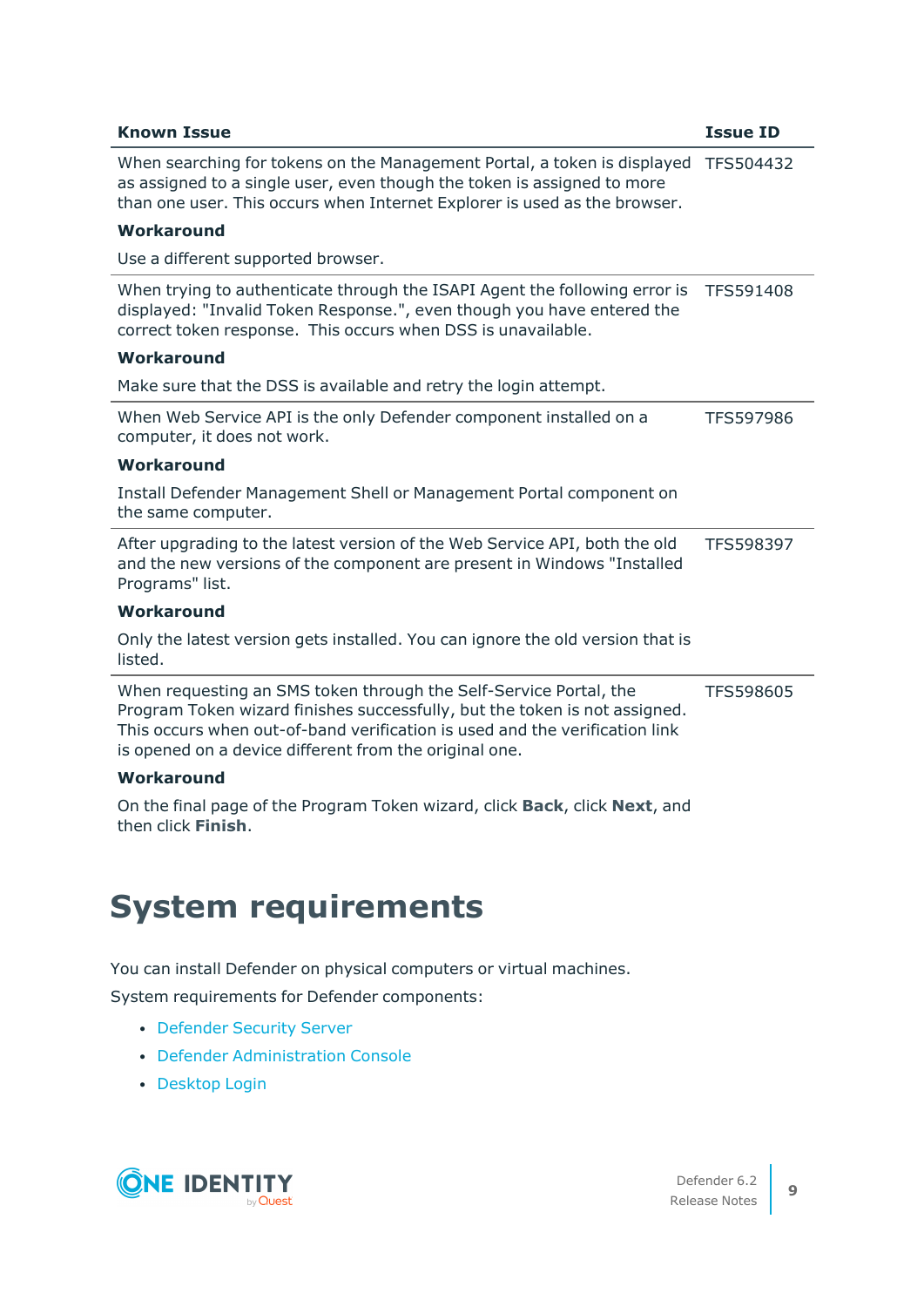| Known Issue | Issue ID |
| --- | --- |
| When searching for tokens on the Management Portal, a token is displayed as assigned to a single user, even though the token is assigned to more than one user. This occurs when Internet Explorer is used as the browser.<br><br>**Workaround**<br><br>Use a different supported browser. | TFS504432 |
| When trying to authenticate through the ISAPI Agent the following error is displayed: "Invalid Token Response.", even though you have entered the correct token response.  This occurs when DSS is unavailable.<br><br>**Workaround**<br><br>Make sure that the DSS is available and retry the login attempt. | TFS591408 |
| When Web Service API is the only Defender component installed on a computer, it does not work.<br><br>**Workaround**<br><br>Install Defender Management Shell or Management Portal component on the same computer. | TFS597986 |
| After upgrading to the latest version of the Web Service API, both the old and the new versions of the component are present in Windows "Installed Programs" list.<br><br>**Workaround**<br><br>Only the latest version gets installed. You can ignore the old version that is listed. | TFS598397 |
| When requesting an SMS token through the Self-Service Portal, the Program Token wizard finishes successfully, but the token is not assigned. This occurs when out-of-band verification is used and the verification link is opened on a device different from the original one.<br><br>**Workaround**<br><br>On the final page of the Program Token wizard, click **Back**, click **Next**, and then click **Finish**. | TFS598605 |

# System requirements

You can install Defender on physical computers or virtual machines.

System requirements for Defender components:

- Defender Security Server
- Defender Administration Console
- Desktop Login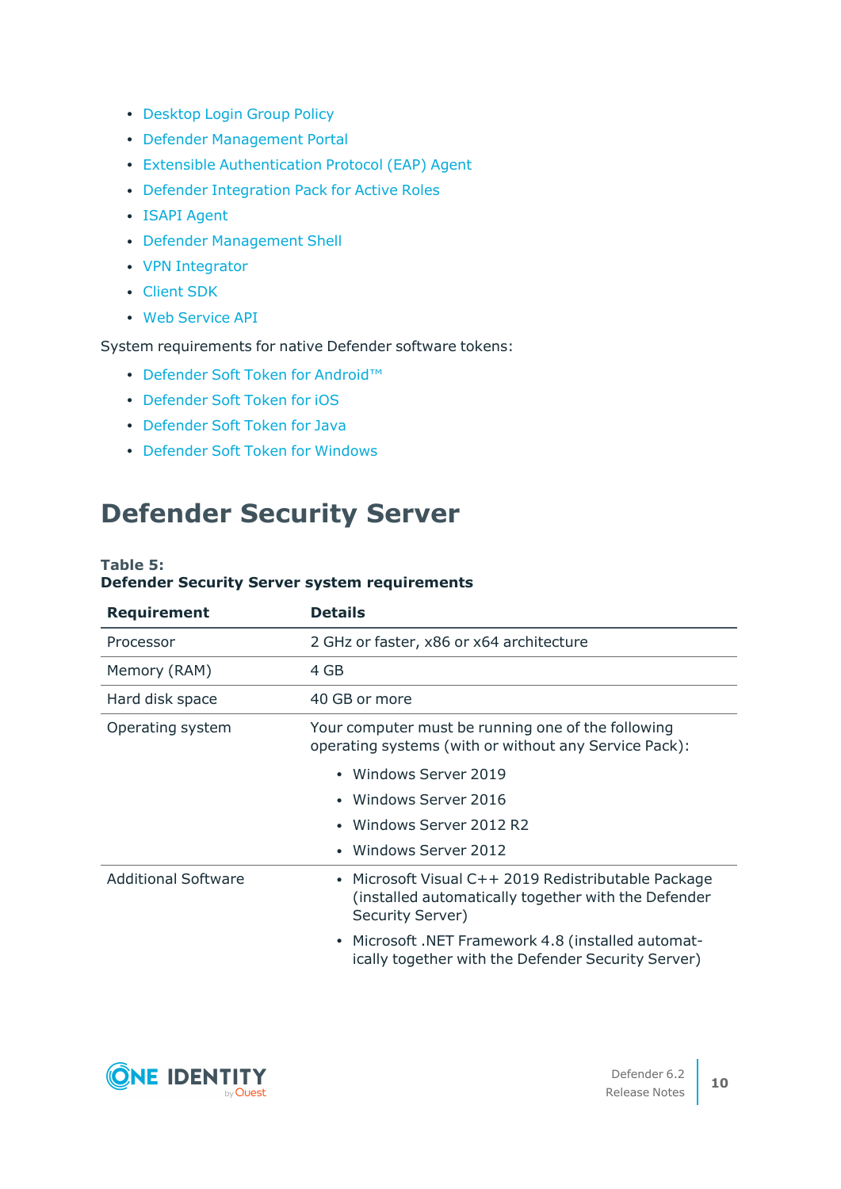- Desktop Login Group Policy
- Defender Management Portal
- Extensible Authentication Protocol (EAP) Agent
- Defender Integration Pack for Active Roles
- ISAPI Agent
- Defender Management Shell
- VPN Integrator
- Client SDK
- Web Service API

System requirements for native Defender software tokens:

- Defender Soft Token for Android™
- Defender Soft Token for iOS
- Defender Soft Token for Java
- Defender Soft Token for Windows

# Defender Security Server

**Table 5:**
**Defender Security Server system requirements**

| Requirement | Details |
|---|---|
| Processor | 2 GHz or faster, x86 or x64 architecture |
| Memory (RAM) | 4 GB |
| Hard disk space | 40 GB or more |
| Operating system | Your computer must be running one of the following operating systems (with or without any Service Pack):<br>• Windows Server 2019<br>• Windows Server 2016<br>• Windows Server 2012 R2<br>• Windows Server 2012 |
| Additional Software | • Microsoft Visual C++ 2019 Redistributable Package (installed automatically together with the Defender Security Server)<br>• Microsoft .NET Framework 4.8 (installed automatically together with the Defender Security Server) |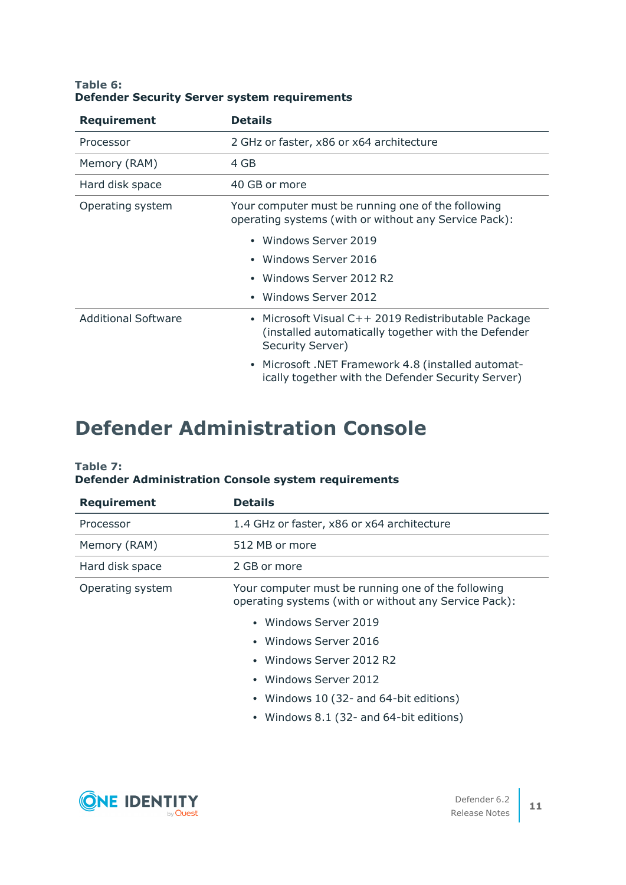**Table 6:**
**Defender Security Server system requirements**

| Requirement | Details |
|---|---|
| Processor | 2 GHz or faster, x86 or x64 architecture |
| Memory (RAM) | 4 GB |
| Hard disk space | 40 GB or more |
| Operating system | Your computer must be running one of the following operating systems (with or without any Service Pack):<br>• Windows Server 2019<br>• Windows Server 2016<br>• Windows Server 2012 R2<br>• Windows Server 2012 |
| Additional Software | • Microsoft Visual C++ 2019 Redistributable Package (installed automatically together with the Defender Security Server)<br>• Microsoft .NET Framework 4.8 (installed automatically together with the Defender Security Server) |

# Defender Administration Console

**Table 7:**
**Defender Administration Console system requirements**

| Requirement | Details |
|---|---|
| Processor | 1.4 GHz or faster, x86 or x64 architecture |
| Memory (RAM) | 512 MB or more |
| Hard disk space | 2 GB or more |
| Operating system | Your computer must be running one of the following operating systems (with or without any Service Pack):<br>• Windows Server 2019<br>• Windows Server 2016<br>• Windows Server 2012 R2<br>• Windows Server 2012<br>• Windows 10 (32- and 64-bit editions)<br>• Windows 8.1 (32- and 64-bit editions) |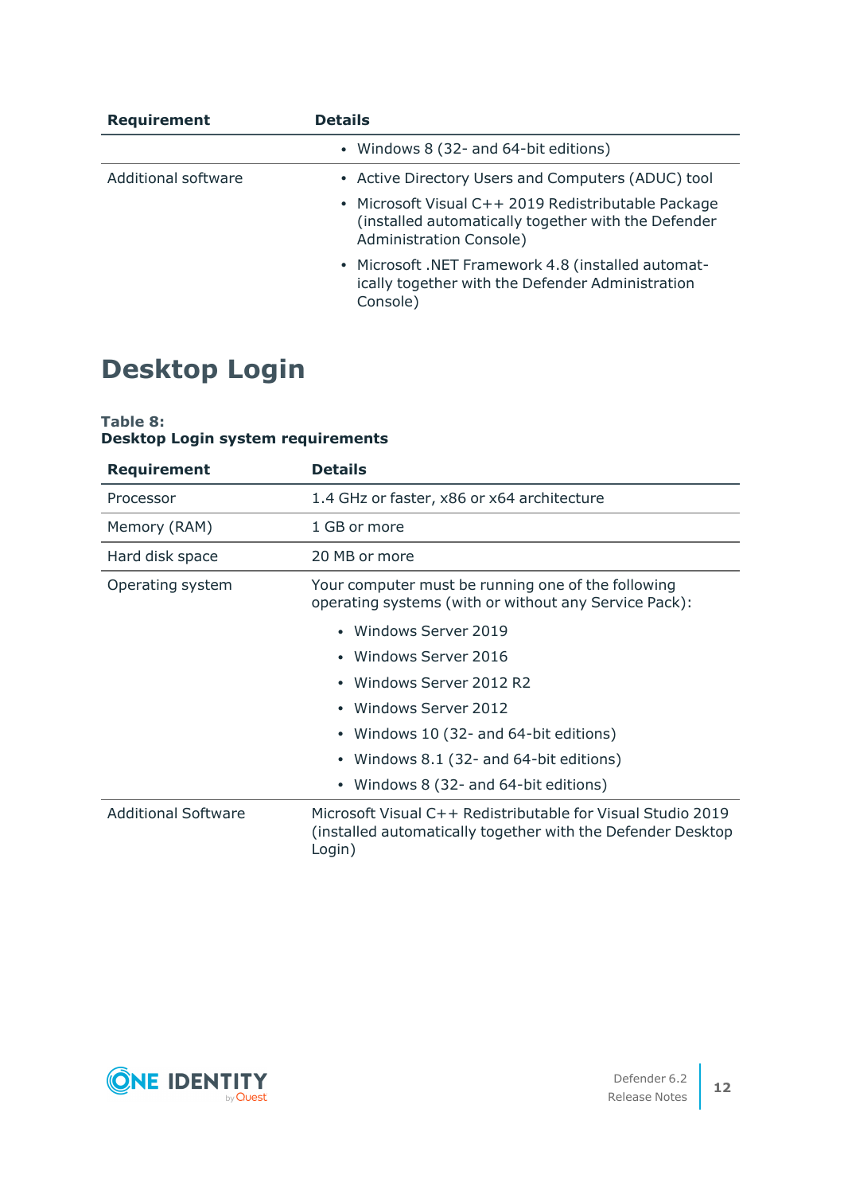| Requirement | Details |
| --- | --- |
| | • Windows 8 (32- and 64-bit editions) |
| Additional software | • Active Directory Users and Computers (ADUC) tool<br>• Microsoft Visual C++ 2019 Redistributable Package (installed automatically together with the Defender Administration Console)<br>• Microsoft .NET Framework 4.8 (installed automatically together with the Defender Administration Console) |

# Desktop Login

**Table 8:**
**Desktop Login system requirements**

| Requirement | Details |
| --- | --- |
| Processor | 1.4 GHz or faster, x86 or x64 architecture |
| Memory (RAM) | 1 GB or more |
| Hard disk space | 20 MB or more |
| Operating system | Your computer must be running one of the following operating systems (with or without any Service Pack):<br>• Windows Server 2019<br>• Windows Server 2016<br>• Windows Server 2012 R2<br>• Windows Server 2012<br>• Windows 10 (32- and 64-bit editions)<br>• Windows 8.1 (32- and 64-bit editions)<br>• Windows 8 (32- and 64-bit editions) |
| Additional Software | Microsoft Visual C++ Redistributable for Visual Studio 2019 (installed automatically together with the Defender Desktop Login) |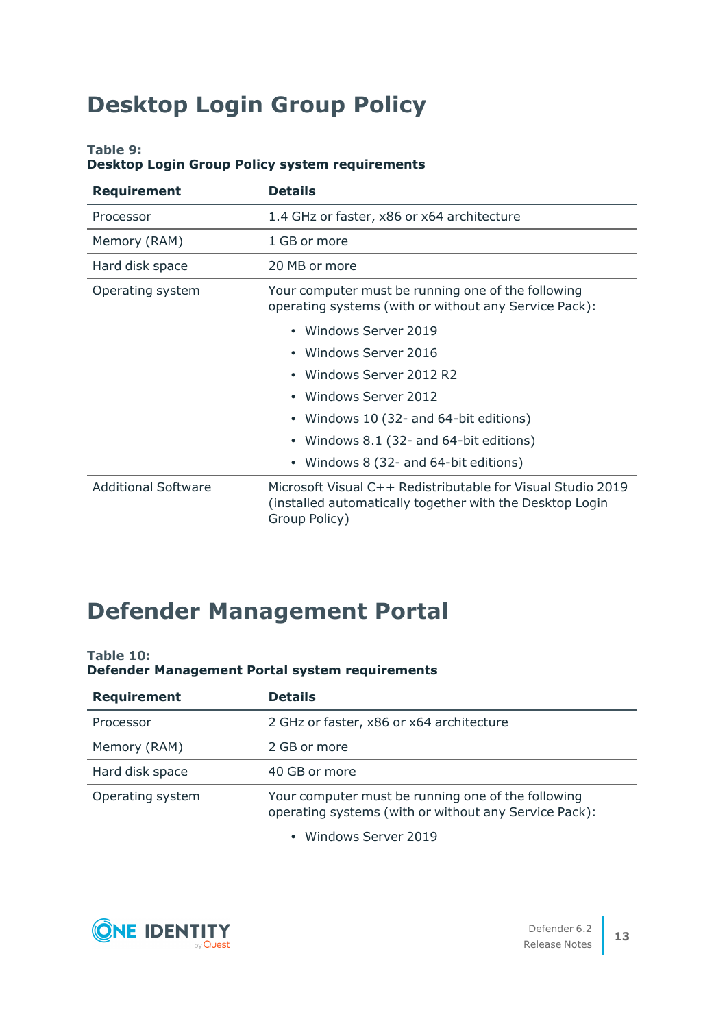# Desktop Login Group Policy

**Table 9:**
**Desktop Login Group Policy system requirements**

| Requirement | Details |
| --- | --- |
| Processor | 1.4 GHz or faster, x86 or x64 architecture |
| Memory (RAM) | 1 GB or more |
| Hard disk space | 20 MB or more |
| Operating system | Your computer must be running one of the following operating systems (with or without any Service Pack):<br>• Windows Server 2019<br>• Windows Server 2016<br>• Windows Server 2012 R2<br>• Windows Server 2012<br>• Windows 10 (32- and 64-bit editions)<br>• Windows 8.1 (32- and 64-bit editions)<br>• Windows 8 (32- and 64-bit editions) |
| Additional Software | Microsoft Visual C++ Redistributable for Visual Studio 2019 (installed automatically together with the Desktop Login Group Policy) |

# Defender Management Portal

**Table 10:**
**Defender Management Portal system requirements**

| Requirement | Details |
| --- | --- |
| Processor | 2 GHz or faster, x86 or x64 architecture |
| Memory (RAM) | 2 GB or more |
| Hard disk space | 40 GB or more |
| Operating system | Your computer must be running one of the following operating systems (with or without any Service Pack):<br>• Windows Server 2019 |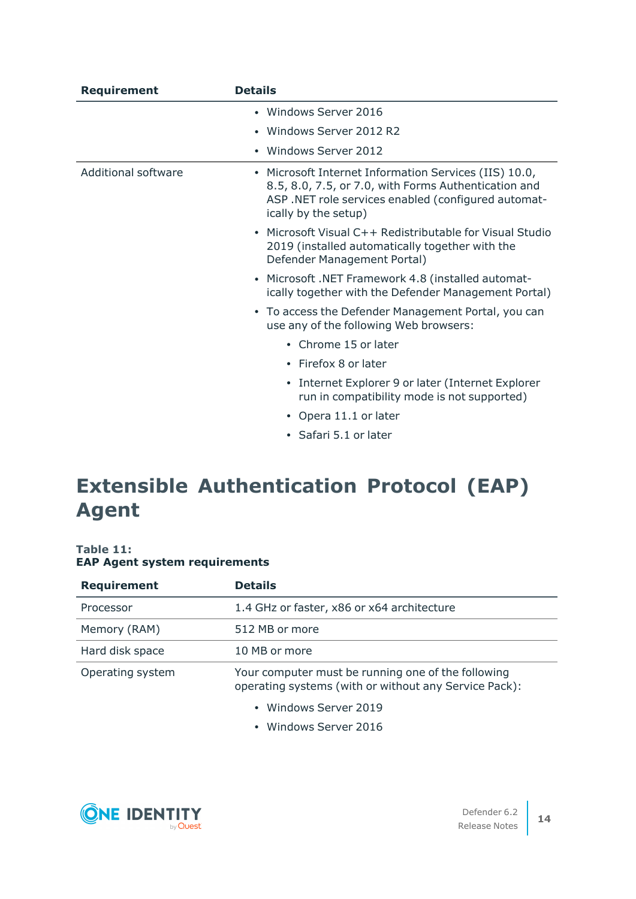| Requirement | Details |
| --- | --- |
| | • Windows Server 2016<br>• Windows Server 2012 R2<br>• Windows Server 2012 |
| Additional software | • Microsoft Internet Information Services (IIS) 10.0, 8.5, 8.0, 7.5, or 7.0, with Forms Authentication and ASP .NET role services enabled (configured automatically by the setup)<br>• Microsoft Visual C++ Redistributable for Visual Studio 2019 (installed automatically together with the Defender Management Portal)<br>• Microsoft .NET Framework 4.8 (installed automatically together with the Defender Management Portal)<br>• To access the Defender Management Portal, you can use any of the following Web browsers:<br>  ◦ Chrome 15 or later<br>  ◦ Firefox 8 or later<br>  ◦ Internet Explorer 9 or later (Internet Explorer run in compatibility mode is not supported)<br>  ◦ Opera 11.1 or later<br>  ◦ Safari 5.1 or later |

# Extensible Authentication Protocol (EAP) Agent

**Table 11:**
**EAP Agent system requirements**

| Requirement | Details |
| --- | --- |
| Processor | 1.4 GHz or faster, x86 or x64 architecture |
| Memory (RAM) | 512 MB or more |
| Hard disk space | 10 MB or more |
| Operating system | Your computer must be running one of the following operating systems (with or without any Service Pack):<br>• Windows Server 2019<br>• Windows Server 2016 |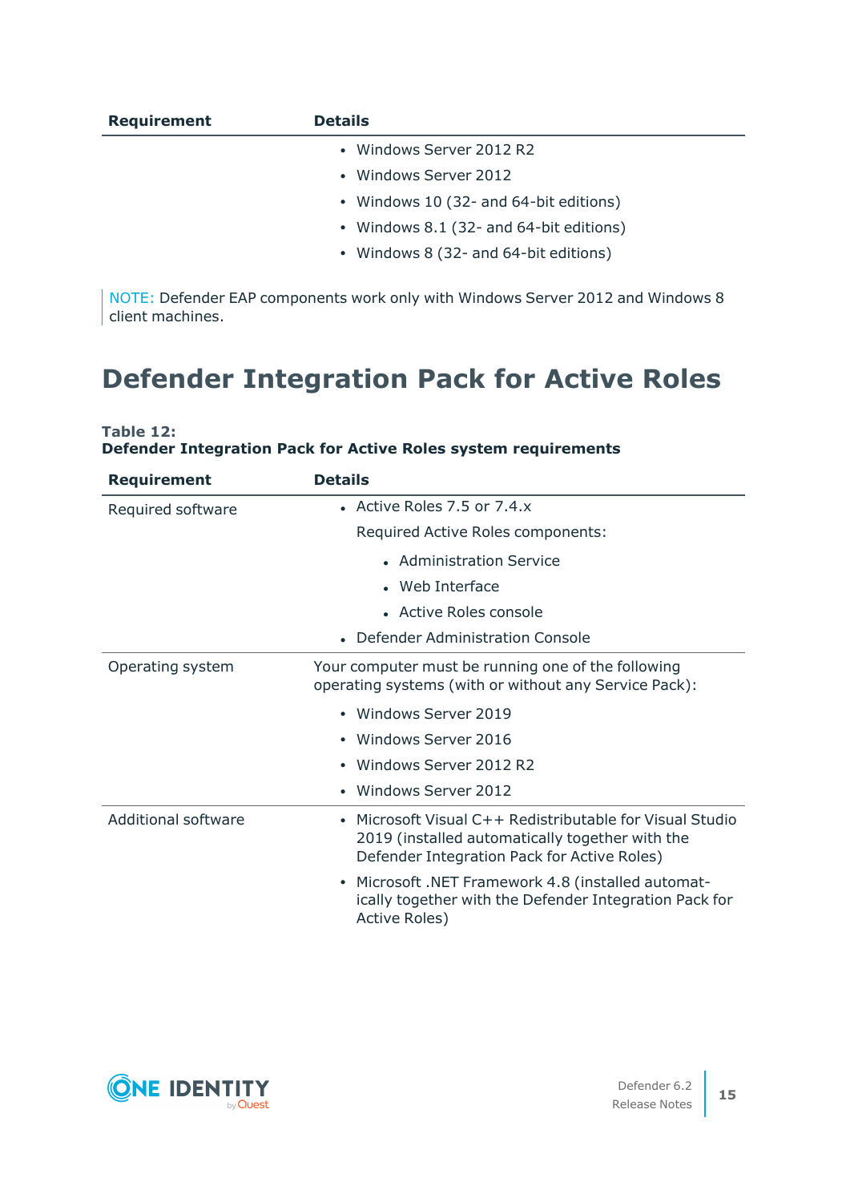| Requirement | Details |
|---|---|
| | • Windows Server 2012 R2<br>• Windows Server 2012<br>• Windows 10 (32- and 64-bit editions)<br>• Windows 8.1 (32- and 64-bit editions)<br>• Windows 8 (32- and 64-bit editions) |

NOTE: Defender EAP components work only with Windows Server 2012 and Windows 8 client machines.

# Defender Integration Pack for Active Roles

**Table 12:**
**Defender Integration Pack for Active Roles system requirements**

| Requirement | Details |
|---|---|
| Required software | • Active Roles 7.5 or 7.4.x<br>Required Active Roles components:<br>  • Administration Service<br>  • Web Interface<br>  • Active Roles console<br>• Defender Administration Console |
| Operating system | Your computer must be running one of the following operating systems (with or without any Service Pack):<br>• Windows Server 2019<br>• Windows Server 2016<br>• Windows Server 2012 R2<br>• Windows Server 2012 |
| Additional software | • Microsoft Visual C++ Redistributable for Visual Studio 2019 (installed automatically together with the Defender Integration Pack for Active Roles)<br>• Microsoft .NET Framework 4.8 (installed automatically together with the Defender Integration Pack for Active Roles) |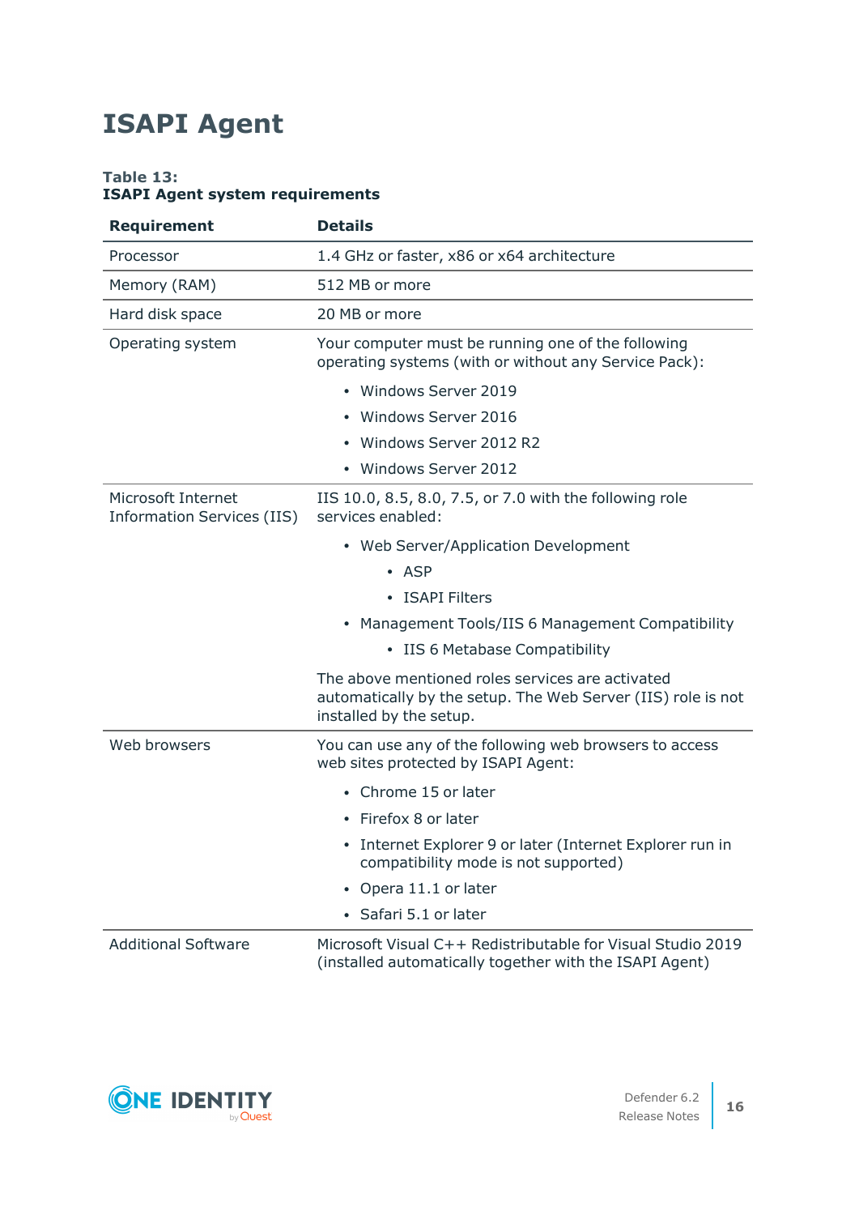# ISAPI Agent

**Table 13:**
**ISAPI Agent system requirements**

| Requirement | Details |
| --- | --- |
| Processor | 1.4 GHz or faster, x86 or x64 architecture |
| Memory (RAM) | 512 MB or more |
| Hard disk space | 20 MB or more |
| Operating system | Your computer must be running one of the following operating systems (with or without any Service Pack):<br>• Windows Server 2019<br>• Windows Server 2016<br>• Windows Server 2012 R2<br>• Windows Server 2012 |
| Microsoft Internet Information Services (IIS) | IIS 10.0, 8.5, 8.0, 7.5, or 7.0 with the following role services enabled:<br>• Web Server/Application Development<br>  • ASP<br>  • ISAPI Filters<br>• Management Tools/IIS 6 Management Compatibility<br>  • IIS 6 Metabase Compatibility<br>The above mentioned roles services are activated automatically by the setup. The Web Server (IIS) role is not installed by the setup. |
| Web browsers | You can use any of the following web browsers to access web sites protected by ISAPI Agent:<br>• Chrome 15 or later<br>• Firefox 8 or later<br>• Internet Explorer 9 or later (Internet Explorer run in compatibility mode is not supported)<br>• Opera 11.1 or later<br>• Safari 5.1 or later |
| Additional Software | Microsoft Visual C++ Redistributable for Visual Studio 2019 (installed automatically together with the ISAPI Agent) |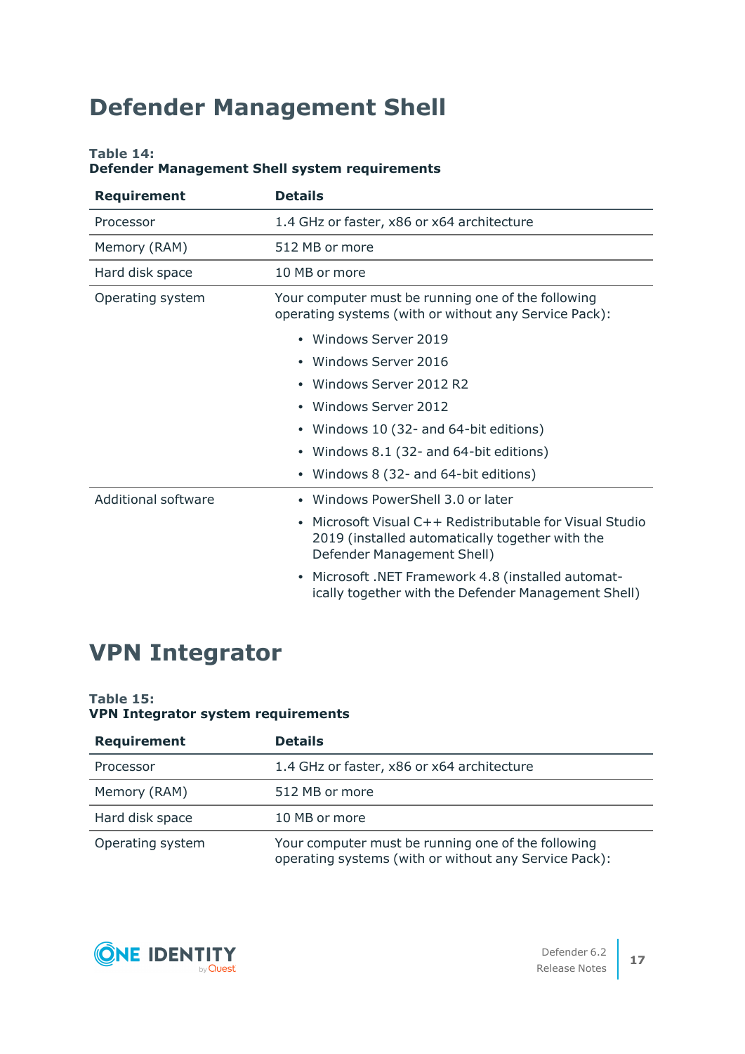# Defender Management Shell

**Table 14:**
**Defender Management Shell system requirements**

| Requirement | Details |
| --- | --- |
| Processor | 1.4 GHz or faster, x86 or x64 architecture |
| Memory (RAM) | 512 MB or more |
| Hard disk space | 10 MB or more |
| Operating system | Your computer must be running one of the following operating systems (with or without any Service Pack):<br>• Windows Server 2019<br>• Windows Server 2016<br>• Windows Server 2012 R2<br>• Windows Server 2012<br>• Windows 10 (32- and 64-bit editions)<br>• Windows 8.1 (32- and 64-bit editions)<br>• Windows 8 (32- and 64-bit editions) |
| Additional software | • Windows PowerShell 3.0 or later<br>• Microsoft Visual C++ Redistributable for Visual Studio 2019 (installed automatically together with the Defender Management Shell)<br>• Microsoft .NET Framework 4.8 (installed automatically together with the Defender Management Shell) |

# VPN Integrator

**Table 15:**
**VPN Integrator system requirements**

| Requirement | Details |
| --- | --- |
| Processor | 1.4 GHz or faster, x86 or x64 architecture |
| Memory (RAM) | 512 MB or more |
| Hard disk space | 10 MB or more |
| Operating system | Your computer must be running one of the following operating systems (with or without any Service Pack): |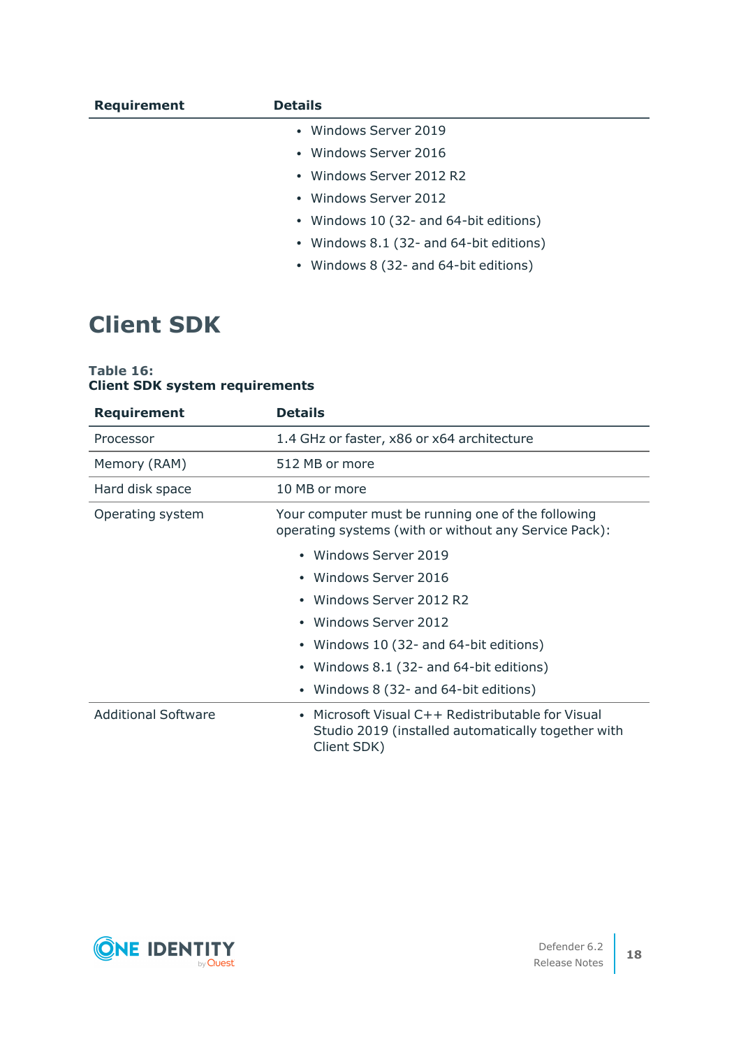| Requirement | Details |
| --- | --- |
| | • Windows Server 2019<br>• Windows Server 2016<br>• Windows Server 2012 R2<br>• Windows Server 2012<br>• Windows 10 (32- and 64-bit editions)<br>• Windows 8.1 (32- and 64-bit editions)<br>• Windows 8 (32- and 64-bit editions) |

# Client SDK

**Table 16:**
**Client SDK system requirements**

| Requirement | Details |
| --- | --- |
| Processor | 1.4 GHz or faster, x86 or x64 architecture |
| Memory (RAM) | 512 MB or more |
| Hard disk space | 10 MB or more |
| Operating system | Your computer must be running one of the following operating systems (with or without any Service Pack):<br>• Windows Server 2019<br>• Windows Server 2016<br>• Windows Server 2012 R2<br>• Windows Server 2012<br>• Windows 10 (32- and 64-bit editions)<br>• Windows 8.1 (32- and 64-bit editions)<br>• Windows 8 (32- and 64-bit editions) |
| Additional Software | • Microsoft Visual C++ Redistributable for Visual Studio 2019 (installed automatically together with Client SDK) |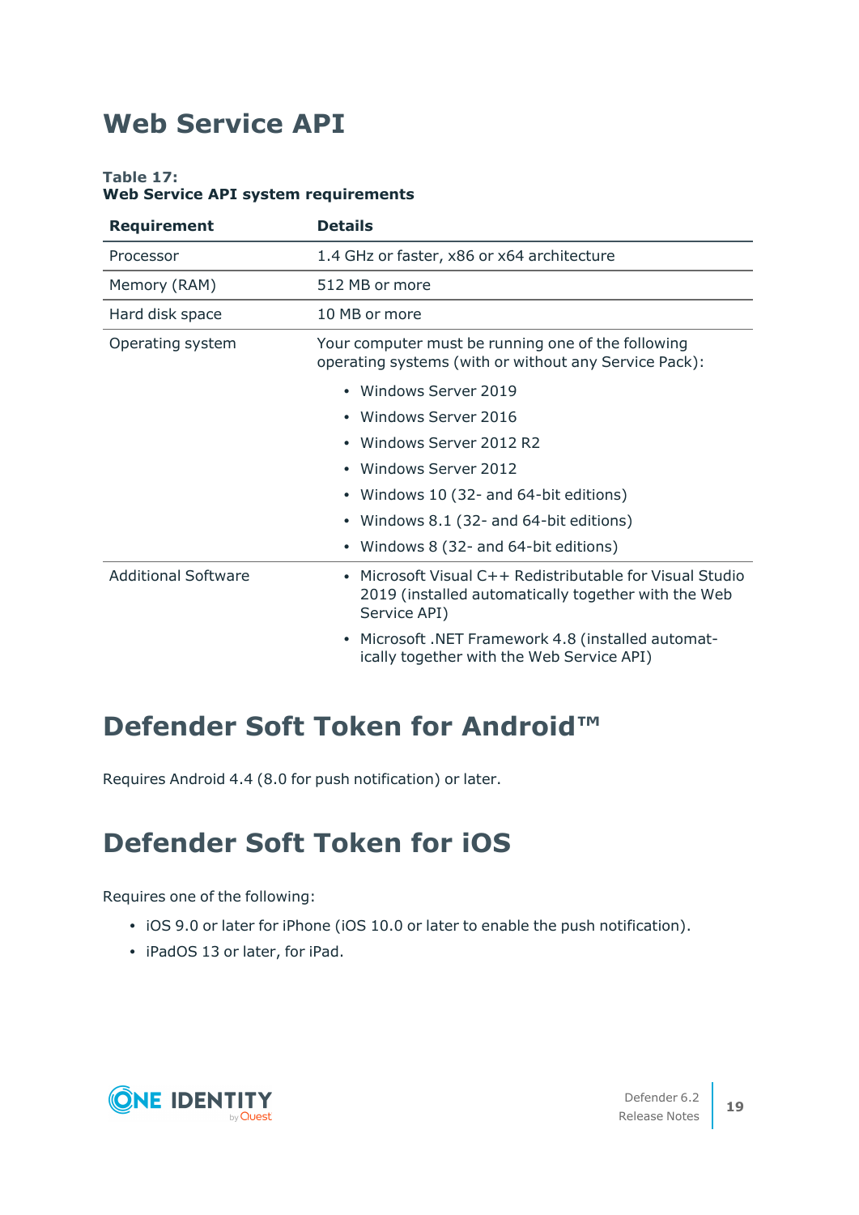# Web Service API

**Table 17:**
**Web Service API system requirements**

| Requirement | Details |
|---|---|
| Processor | 1.4 GHz or faster, x86 or x64 architecture |
| Memory (RAM) | 512 MB or more |
| Hard disk space | 10 MB or more |
| Operating system | Your computer must be running one of the following operating systems (with or without any Service Pack):<br>• Windows Server 2019<br>• Windows Server 2016<br>• Windows Server 2012 R2<br>• Windows Server 2012<br>• Windows 10 (32- and 64-bit editions)<br>• Windows 8.1 (32- and 64-bit editions)<br>• Windows 8 (32- and 64-bit editions) |
| Additional Software | • Microsoft Visual C++ Redistributable for Visual Studio 2019 (installed automatically together with the Web Service API)<br>• Microsoft .NET Framework 4.8 (installed automatically together with the Web Service API) |

# Defender Soft Token for Android™

Requires Android 4.4 (8.0 for push notification) or later.

# Defender Soft Token for iOS

Requires one of the following:

- iOS 9.0 or later for iPhone (iOS 10.0 or later to enable the push notification).
- iPadOS 13 or later, for iPad.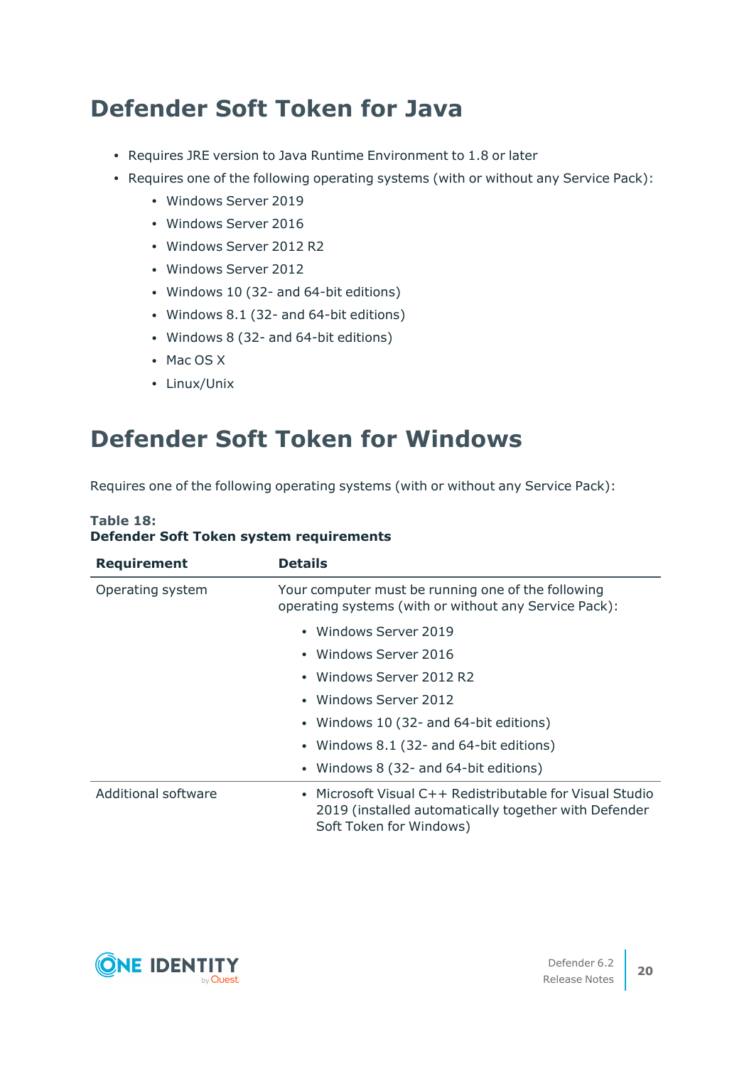# Defender Soft Token for Java

- Requires JRE version to Java Runtime Environment to 1.8 or later
- Requires one of the following operating systems (with or without any Service Pack):
  - Windows Server 2019
  - Windows Server 2016
  - Windows Server 2012 R2
  - Windows Server 2012
  - Windows 10 (32- and 64-bit editions)
  - Windows 8.1 (32- and 64-bit editions)
  - Windows 8 (32- and 64-bit editions)
  - Mac OS X
  - Linux/Unix

# Defender Soft Token for Windows

Requires one of the following operating systems (with or without any Service Pack):

**Table 18:**
**Defender Soft Token system requirements**

| Requirement | Details |
|---|---|
| Operating system | Your computer must be running one of the following operating systems (with or without any Service Pack):<br>• Windows Server 2019<br>• Windows Server 2016<br>• Windows Server 2012 R2<br>• Windows Server 2012<br>• Windows 10 (32- and 64-bit editions)<br>• Windows 8.1 (32- and 64-bit editions)<br>• Windows 8 (32- and 64-bit editions) |
| Additional software | • Microsoft Visual C++ Redistributable for Visual Studio 2019 (installed automatically together with Defender Soft Token for Windows) |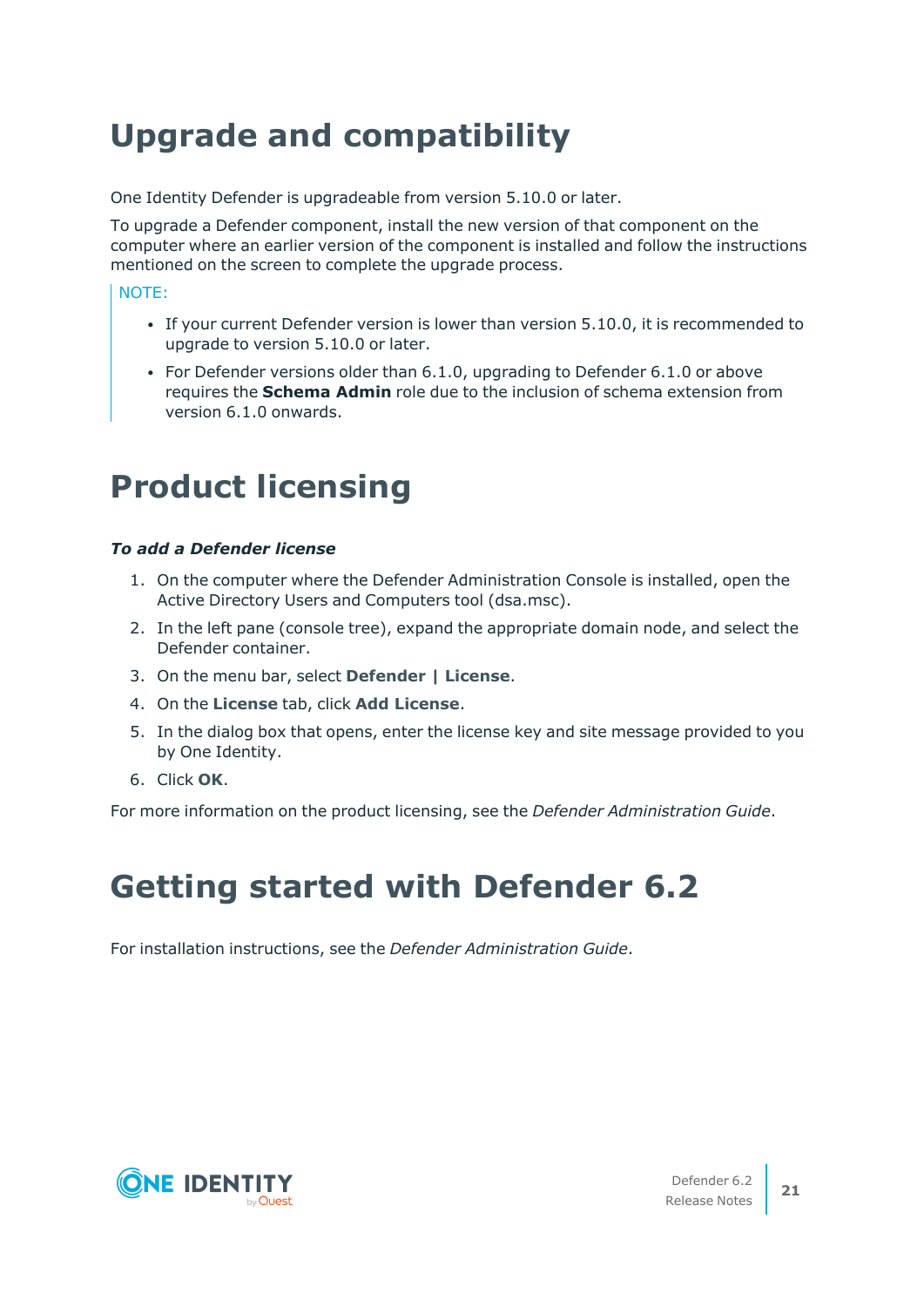# Upgrade and compatibility

One Identity Defender is upgradeable from version 5.10.0 or later.

To upgrade a Defender component, install the new version of that component on the computer where an earlier version of the component is installed and follow the instructions mentioned on the screen to complete the upgrade process.

NOTE:

- If your current Defender version is lower than version 5.10.0, it is recommended to upgrade to version 5.10.0 or later.
- For Defender versions older than 6.1.0, upgrading to Defender 6.1.0 or above requires the **Schema Admin** role due to the inclusion of schema extension from version 6.1.0 onwards.

# Product licensing

***To add a Defender license***

1. On the computer where the Defender Administration Console is installed, open the Active Directory Users and Computers tool (dsa.msc).
2. In the left pane (console tree), expand the appropriate domain node, and select the Defender container.
3. On the menu bar, select **Defender | License**.
4. On the **License** tab, click **Add License**.
5. In the dialog box that opens, enter the license key and site message provided to you by One Identity.
6. Click **OK**.

For more information on the product licensing, see the *Defender Administration Guide*.

# Getting started with Defender 6.2

For installation instructions, see the *Defender Administration Guide*.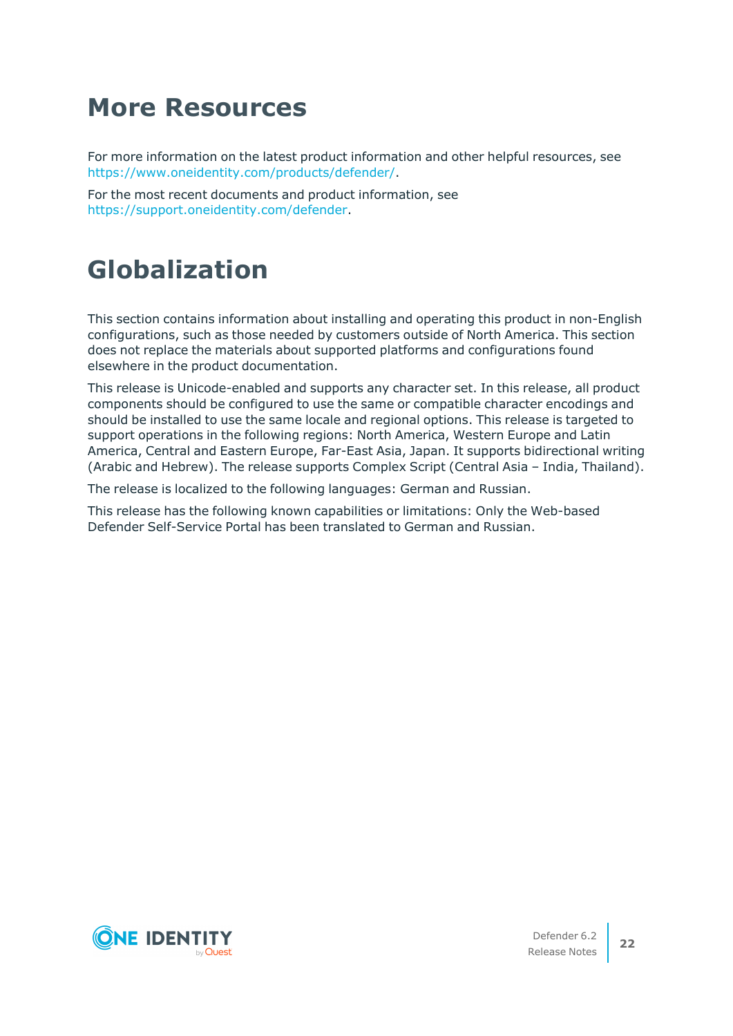# More Resources

For more information on the latest product information and other helpful resources, see https://www.oneidentity.com/products/defender/.

For the most recent documents and product information, see https://support.oneidentity.com/defender.

# Globalization

This section contains information about installing and operating this product in non-English configurations, such as those needed by customers outside of North America. This section does not replace the materials about supported platforms and configurations found elsewhere in the product documentation.

This release is Unicode-enabled and supports any character set. In this release, all product components should be configured to use the same or compatible character encodings and should be installed to use the same locale and regional options. This release is targeted to support operations in the following regions: North America, Western Europe and Latin America, Central and Eastern Europe, Far-East Asia, Japan. It supports bidirectional writing (Arabic and Hebrew). The release supports Complex Script (Central Asia – India, Thailand).

The release is localized to the following languages: German and Russian.

This release has the following known capabilities or limitations: Only the Web-based Defender Self-Service Portal has been translated to German and Russian.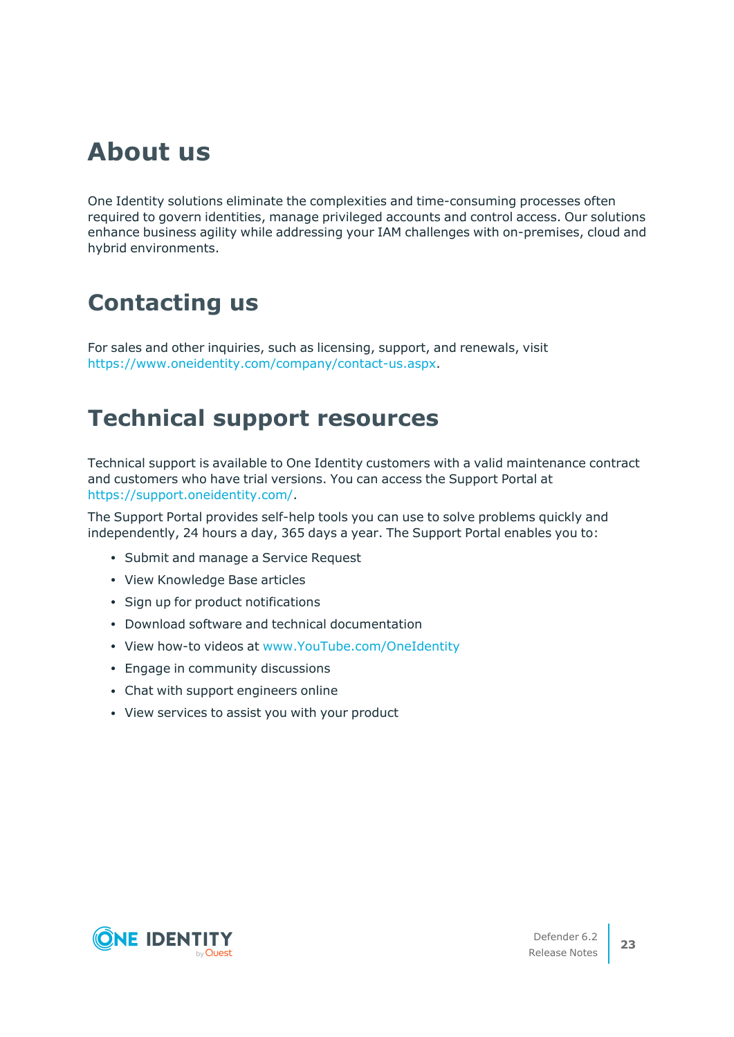# About us

One Identity solutions eliminate the complexities and time-consuming processes often required to govern identities, manage privileged accounts and control access. Our solutions enhance business agility while addressing your IAM challenges with on-premises, cloud and hybrid environments.

# Contacting us

For sales and other inquiries, such as licensing, support, and renewals, visit https://www.oneidentity.com/company/contact-us.aspx.

# Technical support resources

Technical support is available to One Identity customers with a valid maintenance contract and customers who have trial versions. You can access the Support Portal at https://support.oneidentity.com/.

The Support Portal provides self-help tools you can use to solve problems quickly and independently, 24 hours a day, 365 days a year. The Support Portal enables you to:

- Submit and manage a Service Request
- View Knowledge Base articles
- Sign up for product notifications
- Download software and technical documentation
- View how-to videos at www.YouTube.com/OneIdentity
- Engage in community discussions
- Chat with support engineers online
- View services to assist you with your product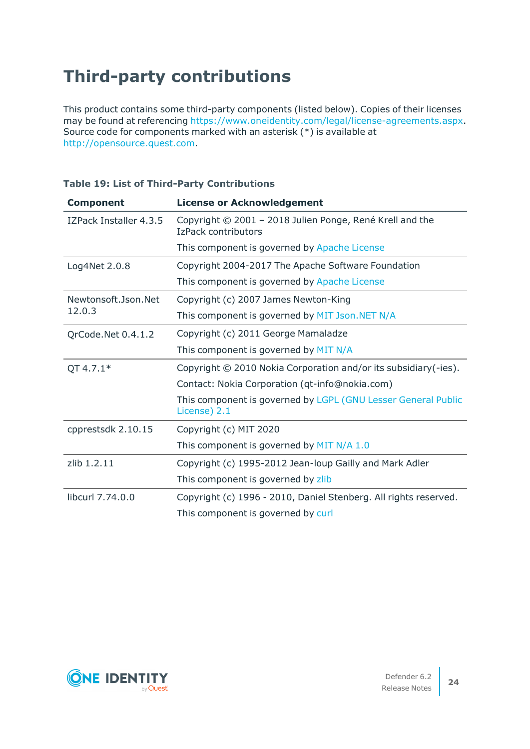# Third-party contributions

This product contains some third-party components (listed below). Copies of their licenses may be found at referencing https://www.oneidentity.com/legal/license-agreements.aspx. Source code for components marked with an asterisk (*) is available at http://opensource.quest.com.

**Table 19: List of Third-Party Contributions**

| Component | License or Acknowledgement |
|---|---|
| IZPack Installer 4.3.5 | Copyright © 2001 – 2018 Julien Ponge, René Krell and the IzPack contributors<br><br>This component is governed by Apache License |
| Log4Net 2.0.8 | Copyright 2004-2017 The Apache Software Foundation<br><br>This component is governed by Apache License |
| Newtonsoft.Json.Net 12.0.3 | Copyright (c) 2007 James Newton-King<br><br>This component is governed by MIT Json.NET N/A |
| QrCode.Net 0.4.1.2 | Copyright (c) 2011 George Mamaladze<br><br>This component is governed by MIT N/A |
| QT 4.7.1* | Copyright © 2010 Nokia Corporation and/or its subsidiary(-ies).<br><br>Contact: Nokia Corporation (qt-info@nokia.com)<br><br>This component is governed by LGPL (GNU Lesser General Public License) 2.1 |
| cpprestsdk 2.10.15 | Copyright (c) MIT 2020<br><br>This component is governed by MIT N/A 1.0 |
| zlib 1.2.11 | Copyright (c) 1995-2012 Jean-loup Gailly and Mark Adler<br><br>This component is governed by zlib |
| libcurl 7.74.0.0 | Copyright (c) 1996 - 2010, Daniel Stenberg. All rights reserved.<br><br>This component is governed by curl |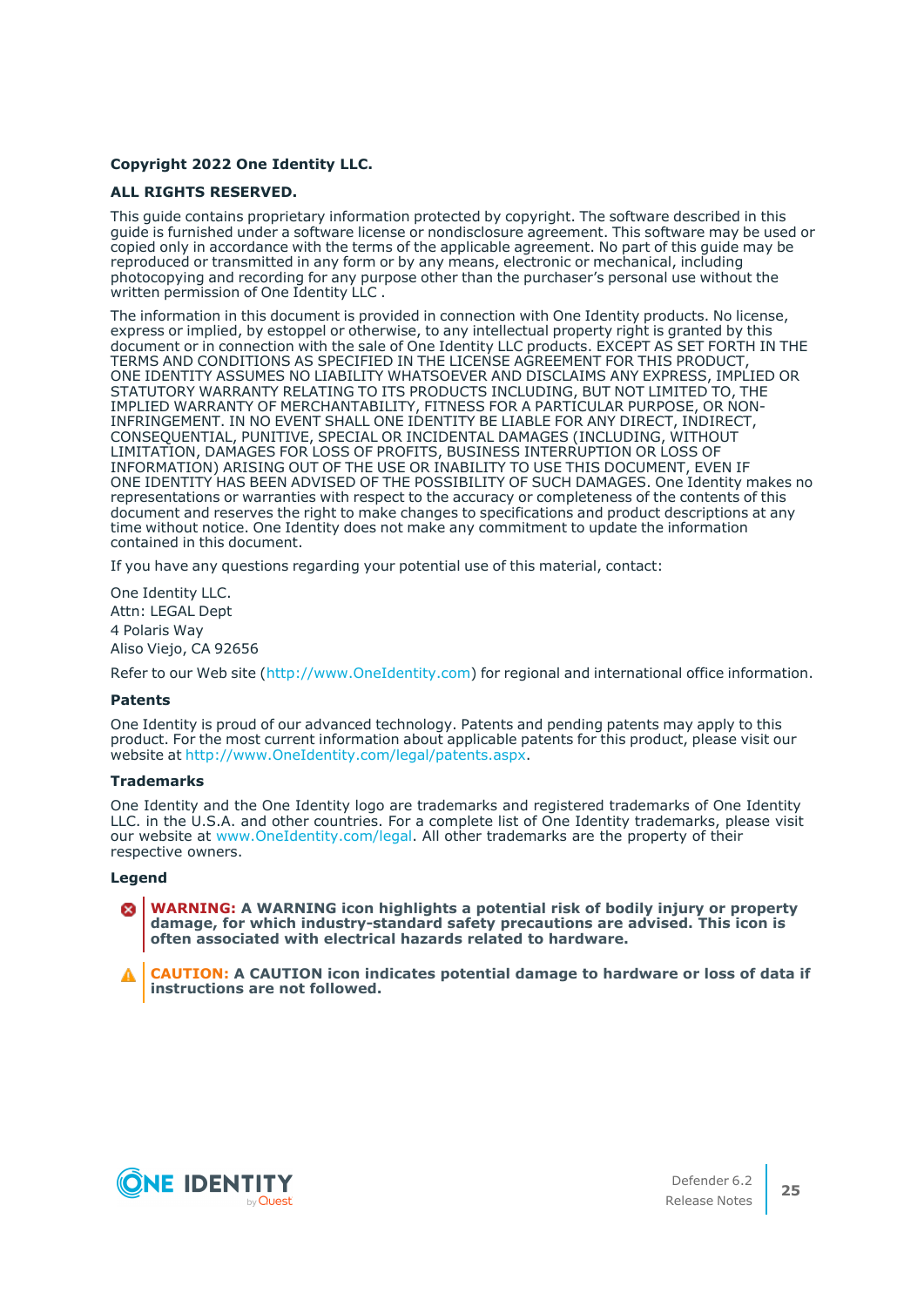**Copyright 2022 One Identity LLC.**

**ALL RIGHTS RESERVED.**

This guide contains proprietary information protected by copyright. The software described in this guide is furnished under a software license or nondisclosure agreement. This software may be used or copied only in accordance with the terms of the applicable agreement. No part of this guide may be reproduced or transmitted in any form or by any means, electronic or mechanical, including photocopying and recording for any purpose other than the purchaser's personal use without the written permission of One Identity LLC .

The information in this document is provided in connection with One Identity products. No license, express or implied, by estoppel or otherwise, to any intellectual property right is granted by this document or in connection with the sale of One Identity LLC products. EXCEPT AS SET FORTH IN THE TERMS AND CONDITIONS AS SPECIFIED IN THE LICENSE AGREEMENT FOR THIS PRODUCT, ONE IDENTITY ASSUMES NO LIABILITY WHATSOEVER AND DISCLAIMS ANY EXPRESS, IMPLIED OR STATUTORY WARRANTY RELATING TO ITS PRODUCTS INCLUDING, BUT NOT LIMITED TO, THE IMPLIED WARRANTY OF MERCHANTABILITY, FITNESS FOR A PARTICULAR PURPOSE, OR NON-INFRINGEMENT. IN NO EVENT SHALL ONE IDENTITY BE LIABLE FOR ANY DIRECT, INDIRECT, CONSEQUENTIAL, PUNITIVE, SPECIAL OR INCIDENTAL DAMAGES (INCLUDING, WITHOUT LIMITATION, DAMAGES FOR LOSS OF PROFITS, BUSINESS INTERRUPTION OR LOSS OF INFORMATION) ARISING OUT OF THE USE OR INABILITY TO USE THIS DOCUMENT, EVEN IF ONE IDENTITY HAS BEEN ADVISED OF THE POSSIBILITY OF SUCH DAMAGES. One Identity makes no representations or warranties with respect to the accuracy or completeness of the contents of this document and reserves the right to make changes to specifications and product descriptions at any time without notice. One Identity does not make any commitment to update the information contained in this document.

If you have any questions regarding your potential use of this material, contact:

One Identity LLC.
Attn: LEGAL Dept
4 Polaris Way
Aliso Viejo, CA 92656

Refer to our Web site (http://www.OneIdentity.com) for regional and international office information.

### Patents

One Identity is proud of our advanced technology. Patents and pending patents may apply to this product. For the most current information about applicable patents for this product, please visit our website at http://www.OneIdentity.com/legal/patents.aspx.

### Trademarks

One Identity and the One Identity logo are trademarks and registered trademarks of One Identity LLC. in the U.S.A. and other countries. For a complete list of One Identity trademarks, please visit our website at www.OneIdentity.com/legal. All other trademarks are the property of their respective owners.

### Legend

**WARNING: A WARNING icon highlights a potential risk of bodily injury or property damage, for which industry-standard safety precautions are advised. This icon is often associated with electrical hazards related to hardware.**

**CAUTION: A CAUTION icon indicates potential damage to hardware or loss of data if instructions are not followed.**